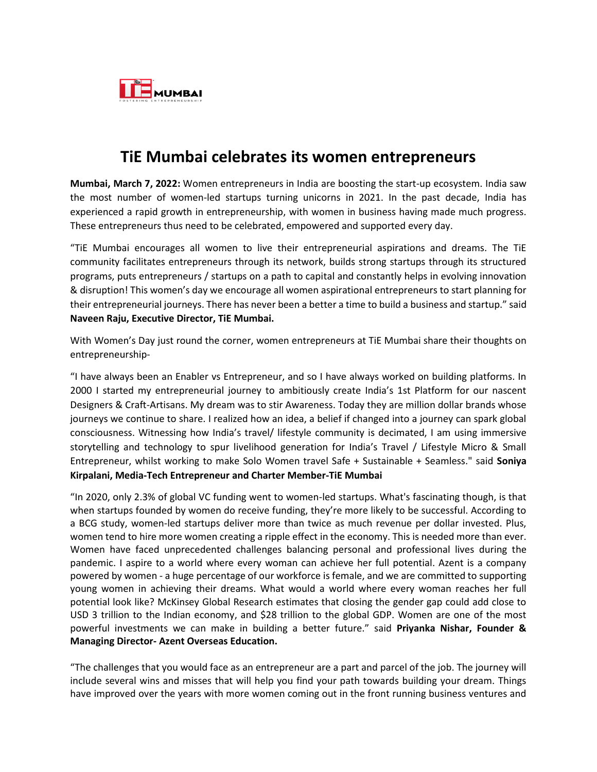# TiE Mumbai celebrates its women entrepreneurs

**Mumbai, March 7, 2022:** Women entrepreneurs in India are boosting the start-up ecosystem. India saw the most number of women-led startups turning unicorns in 2021. In the past decade, India has experienced a rapid growth in entrepreneurship, with women in business having made much progress. These entrepreneurs thus need to be celebrated, empowered and supported every day.

"TiE Mumbai encourages all women to live their entrepreneurial aspirations and dreams. The TiE community facilitates entrepreneurs through its network, builds strong startups through its structured programs, puts entrepreneurs / startups on a path to capital and constantly helps in evolving innovation & disruption! This women's day we encourage all women aspirational entrepreneurs to start planning for their entrepreneurial journeys. There has never been a better a time to build a business and startup." said **Naveen Raju, Executive Director, TiE Mumbai.**

With Women's Day just round the corner, women entrepreneurs at TiE Mumbai share their thoughts on entrepreneurship-

"I have always been an Enabler vs Entrepreneur, and so I have always worked on building platforms. In 2000 I started my entrepreneurial journey to ambitiously create India's 1st Platform for our nascent Designers & Craft-Artisans. My dream was to stir Awareness. Today they are million dollar brands whose journeys we continue to share. I realized how an idea, a belief if changed into a journey can spark global consciousness. Witnessing how India's travel/ lifestyle community is decimated, I am using immersive storytelling and technology to spur livelihood generation for India's Travel / Lifestyle Micro & Small Entrepreneur, whilst working to make Solo Women travel Safe + Sustainable + Seamless." said **Soniya Kirpalani, Media-Tech Entrepreneur and Charter Member-TiE Mumbai**

"In 2020, only 2.3% of global VC funding went to women-led startups. What's fascinating though, is that when startups founded by women do receive funding, they're more likely to be successful. According to a BCG study, women-led startups deliver more than twice as much revenue per dollar invested. Plus, women tend to hire more women creating a ripple effect in the economy. This is needed more than ever. Women have faced unprecedented challenges balancing personal and professional lives during the pandemic. I aspire to a world where every woman can achieve her full potential. Azent is a company powered by women - a huge percentage of our workforce is female, and we are committed to supporting young women in achieving their dreams. What would a world where every woman reaches her full potential look like? McKinsey Global Research estimates that closing the gender gap could add close to USD 3 trillion to the Indian economy, and $28 trillion to the global GDP. Women are one of the most powerful investments we can make in building a better future." said **Priyanka Nishar, Founder & Managing Director- Azent Overseas Education.**

"The challenges that you would face as an entrepreneur are a part and parcel of the job. The journey will include several wins and misses that will help you find your path towards building your dream. Things have improved over the years with more women coming out in the front running business ventures and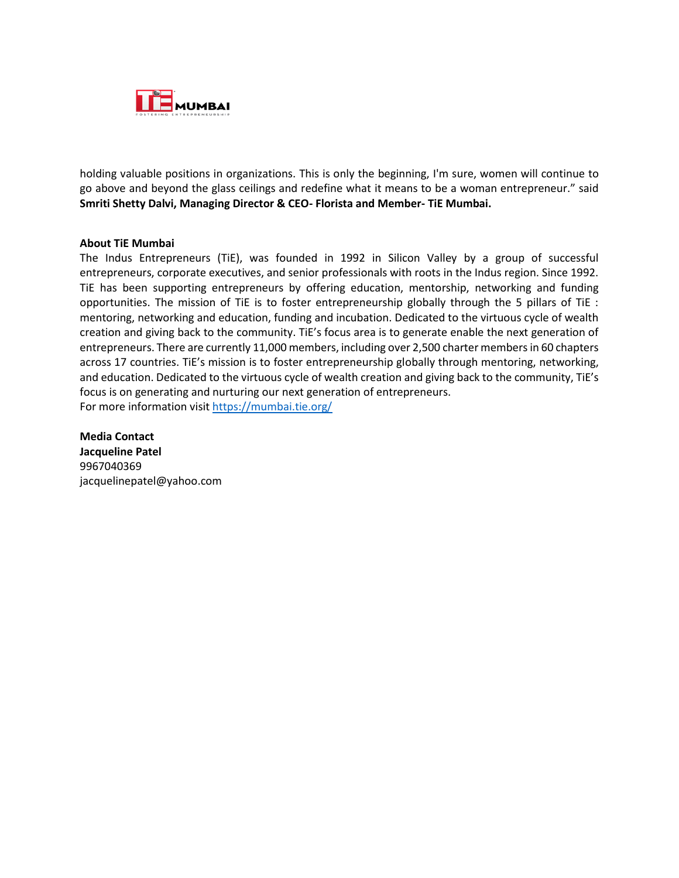holding valuable positions in organizations. This is only the beginning, I'm sure, women will continue to go above and beyond the glass ceilings and redefine what it means to be a woman entrepreneur." said **Smriti Shetty Dalvi, Managing Director & CEO- Florista and Member- TiE Mumbai.**

**About TiE Mumbai**

The Indus Entrepreneurs (TiE), was founded in 1992 in Silicon Valley by a group of successful entrepreneurs, corporate executives, and senior professionals with roots in the Indus region. Since 1992. TiE has been supporting entrepreneurs by offering education, mentorship, networking and funding opportunities. The mission of TiE is to foster entrepreneurship globally through the 5 pillars of TiE : mentoring, networking and education, funding and incubation. Dedicated to the virtuous cycle of wealth creation and giving back to the community. TiE's focus area is to generate enable the next generation of entrepreneurs. There are currently 11,000 members, including over 2,500 charter members in 60 chapters across 17 countries. TiE's mission is to foster entrepreneurship globally through mentoring, networking, and education. Dedicated to the virtuous cycle of wealth creation and giving back to the community, TiE's focus is on generating and nurturing our next generation of entrepreneurs.
For more information visit https://mumbai.tie.org/

**Media Contact**
**Jacqueline Patel**
9967040369
jacquelinepatel@yahoo.com